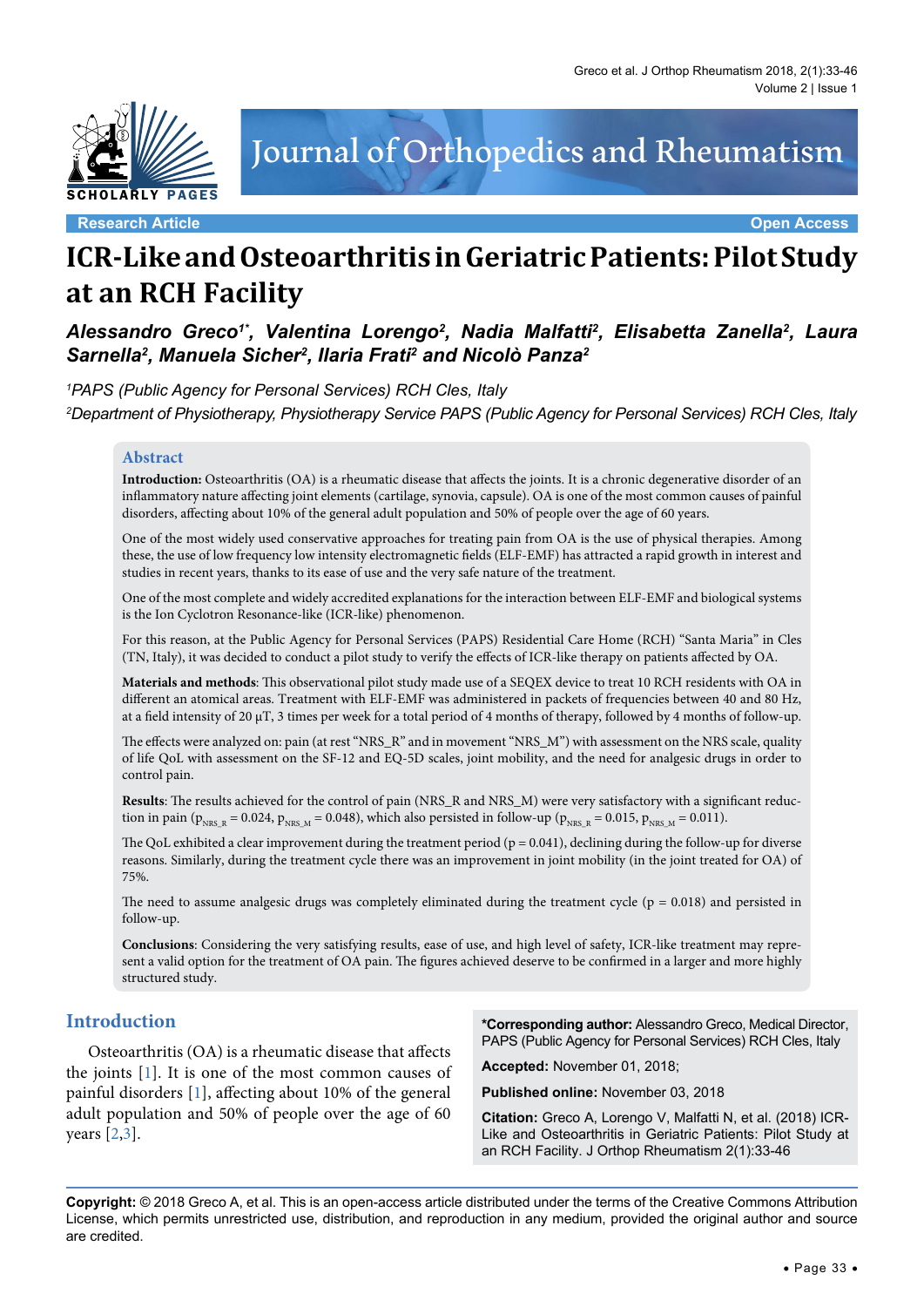Research Article

Open Access

# ICR-Like and Osteoarthritis in Geriatric Patients: Pilot Study at an RCH Facility

***Alessandro Greco[1*], Valentina Lorengo[2], Nadia Malfatti[2], Elisabetta Zanella[2], Laura Sarnella[2], Manuela Sicher[2], Ilaria Frati[2] and Nicolò Panza[2]***

*[1]PAPS (Public Agency for Personal Services) RCH Cles, Italy*

*[2]Department of Physiotherapy, Physiotherapy Service PAPS (Public Agency for Personal Services) RCH Cles, Italy*

## Abstract

**Introduction:** Osteoarthritis (OA) is a rheumatic disease that affects the joints. It is a chronic degenerative disorder of an inflammatory nature affecting joint elements (cartilage, synovia, capsule). OA is one of the most common causes of painful disorders, affecting about 10% of the general adult population and 50% of people over the age of 60 years.

One of the most widely used conservative approaches for treating pain from OA is the use of physical therapies. Among these, the use of low frequency low intensity electromagnetic fields (ELF-EMF) has attracted a rapid growth in interest and studies in recent years, thanks to its ease of use and the very safe nature of the treatment.

One of the most complete and widely accredited explanations for the interaction between ELF-EMF and biological systems is the Ion Cyclotron Resonance-like (ICR-like) phenomenon.

For this reason, at the Public Agency for Personal Services (PAPS) Residential Care Home (RCH) "Santa Maria" in Cles (TN, Italy), it was decided to conduct a pilot study to verify the effects of ICR-like therapy on patients affected by OA.

**Materials and methods**: This observational pilot study made use of a SEQEX device to treat 10 RCH residents with OA in different an atomical areas. Treatment with ELF-EMF was administered in packets of frequencies between 40 and 80 Hz, at a field intensity of 20 μT, 3 times per week for a total period of 4 months of therapy, followed by 4 months of follow-up.

The effects were analyzed on: pain (at rest "NRS_R" and in movement "NRS_M") with assessment on the NRS scale, quality of life QoL with assessment on the SF-12 and EQ-5D scales, joint mobility, and the need for analgesic drugs in order to control pain.

**Results**: The results achieved for the control of pain (NRS_R and NRS_M) were very satisfactory with a significant reduction in pain ($p_{NRS\_R} = 0.024$, $p_{NRS\_M} = 0.048$), which also persisted in follow-up ($p_{NRS\_R} = 0.015$, $p_{NRS\_M} = 0.011$).

The QoL exhibited a clear improvement during the treatment period ($p = 0.041$), declining during the follow-up for diverse reasons. Similarly, during the treatment cycle there was an improvement in joint mobility (in the joint treated for OA) of 75%.

The need to assume analgesic drugs was completely eliminated during the treatment cycle ($p = 0.018$) and persisted in follow-up.

**Conclusions**: Considering the very satisfying results, ease of use, and high level of safety, ICR-like treatment may represent a valid option for the treatment of OA pain. The figures achieved deserve to be confirmed in a larger and more highly structured study.

## Introduction

Osteoarthritis (OA) is a rheumatic disease that affects the joints [1]. It is one of the most common causes of painful disorders [1], affecting about 10% of the general adult population and 50% of people over the age of 60 years [2,3].

**\*Corresponding author:** Alessandro Greco, Medical Director, PAPS (Public Agency for Personal Services) RCH Cles, Italy

**Accepted:** November 01, 2018;

**Published online:** November 03, 2018

**Citation:** Greco A, Lorengo V, Malfatti N, et al. (2018) ICR-Like and Osteoarthritis in Geriatric Patients: Pilot Study at an RCH Facility. J Orthop Rheumatism 2(1):33-46

**Copyright:** © 2018 Greco A, et al. This is an open-access article distributed under the terms of the Creative Commons Attribution License, which permits unrestricted use, distribution, and reproduction in any medium, provided the original author and source are credited.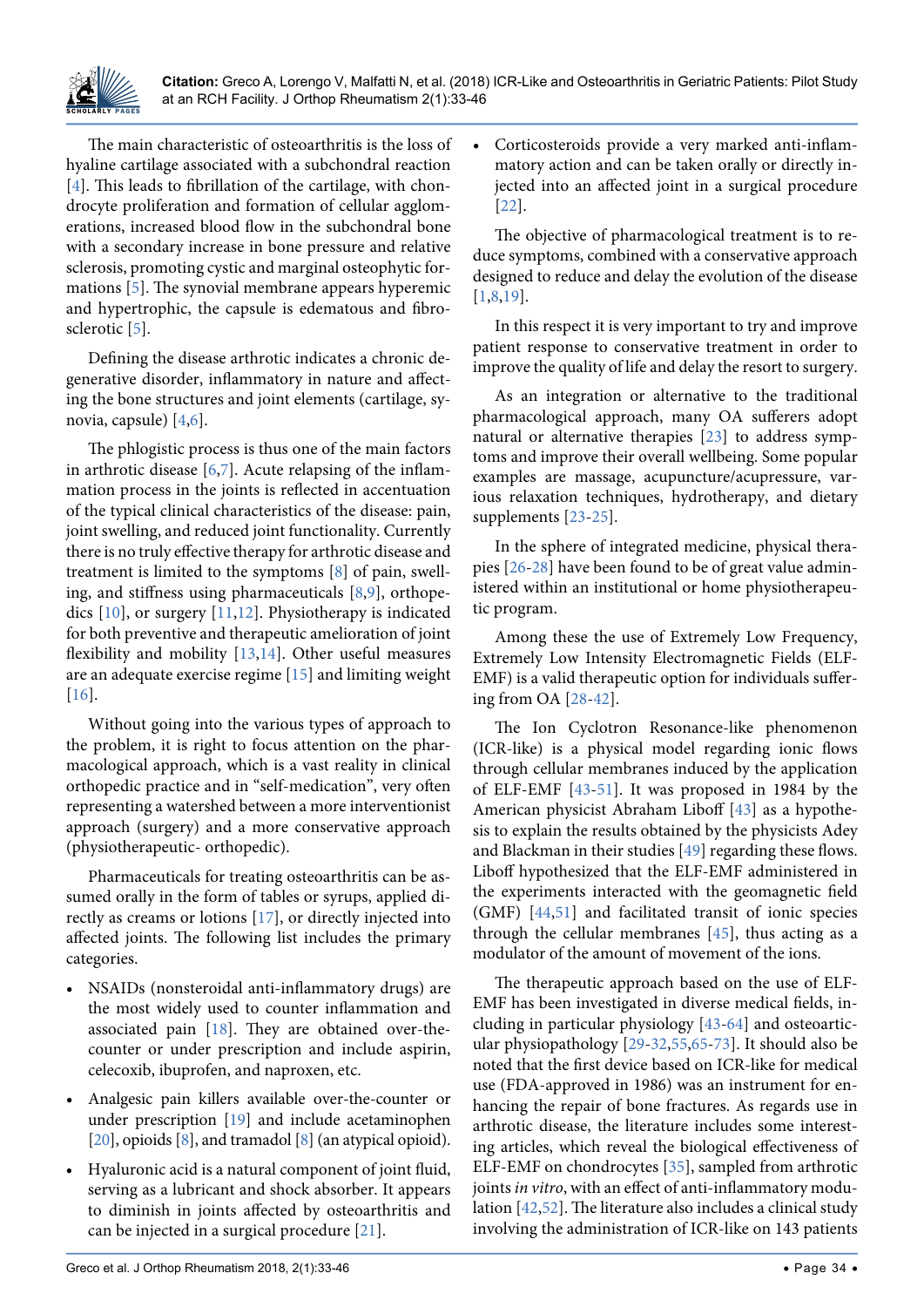The main characteristic of osteoarthritis is the loss of hyaline cartilage associated with a subchondral reaction [4]. This leads to fibrillation of the cartilage, with chondrocyte proliferation and formation of cellular agglomerations, increased blood flow in the subchondral bone with a secondary increase in bone pressure and relative sclerosis, promoting cystic and marginal osteophytic formations [5]. The synovial membrane appears hyperemic and hypertrophic, the capsule is edematous and fibrosclerotic [5].

Defining the disease arthrotic indicates a chronic degenerative disorder, inflammatory in nature and affecting the bone structures and joint elements (cartilage, synovia, capsule) [4,6].

The phlogistic process is thus one of the main factors in arthrotic disease [6,7]. Acute relapsing of the inflammation process in the joints is reflected in accentuation of the typical clinical characteristics of the disease: pain, joint swelling, and reduced joint functionality. Currently there is no truly effective therapy for arthrotic disease and treatment is limited to the symptoms [8] of pain, swelling, and stiffness using pharmaceuticals [8,9], orthopedics [10], or surgery [11,12]. Physiotherapy is indicated for both preventive and therapeutic amelioration of joint flexibility and mobility [13,14]. Other useful measures are an adequate exercise regime [15] and limiting weight [16].

Without going into the various types of approach to the problem, it is right to focus attention on the pharmacological approach, which is a vast reality in clinical orthopedic practice and in "self-medication", very often representing a watershed between a more interventionist approach (surgery) and a more conservative approach (physiotherapeutic- orthopedic).

Pharmaceuticals for treating osteoarthritis can be assumed orally in the form of tables or syrups, applied directly as creams or lotions [17], or directly injected into affected joints. The following list includes the primary categories.

- NSAIDs (nonsteroidal anti-inflammatory drugs) are the most widely used to counter inflammation and associated pain [18]. They are obtained over-the-counter or under prescription and include aspirin, celecoxib, ibuprofen, and naproxen, etc.
- Analgesic pain killers available over-the-counter or under prescription [19] and include acetaminophen [20], opioids [8], and tramadol [8] (an atypical opioid).
- Hyaluronic acid is a natural component of joint fluid, serving as a lubricant and shock absorber. It appears to diminish in joints affected by osteoarthritis and can be injected in a surgical procedure [21].
- Corticosteroids provide a very marked anti-inflammatory action and can be taken orally or directly injected into an affected joint in a surgical procedure [22].

The objective of pharmacological treatment is to reduce symptoms, combined with a conservative approach designed to reduce and delay the evolution of the disease [1,8,19].

In this respect it is very important to try and improve patient response to conservative treatment in order to improve the quality of life and delay the resort to surgery.

As an integration or alternative to the traditional pharmacological approach, many OA sufferers adopt natural or alternative therapies [23] to address symptoms and improve their overall wellbeing. Some popular examples are massage, acupuncture/acupressure, various relaxation techniques, hydrotherapy, and dietary supplements [23-25].

In the sphere of integrated medicine, physical therapies [26-28] have been found to be of great value administered within an institutional or home physiotherapeutic program.

Among these the use of Extremely Low Frequency, Extremely Low Intensity Electromagnetic Fields (ELF-EMF) is a valid therapeutic option for individuals suffering from OA [28-42].

The Ion Cyclotron Resonance-like phenomenon (ICR-like) is a physical model regarding ionic flows through cellular membranes induced by the application of ELF-EMF [43-51]. It was proposed in 1984 by the American physicist Abraham Liboff [43] as a hypothesis to explain the results obtained by the physicists Adey and Blackman in their studies [49] regarding these flows. Liboff hypothesized that the ELF-EMF administered in the experiments interacted with the geomagnetic field (GMF) [44,51] and facilitated transit of ionic species through the cellular membranes [45], thus acting as a modulator of the amount of movement of the ions.

The therapeutic approach based on the use of ELF-EMF has been investigated in diverse medical fields, including in particular physiology [43-64] and osteoarticular physiopathology [29-32,55,65-73]. It should also be noted that the first device based on ICR-like for medical use (FDA-approved in 1986) was an instrument for enhancing the repair of bone fractures. As regards use in arthrotic disease, the literature includes some interesting articles, which reveal the biological effectiveness of ELF-EMF on chondrocytes [35], sampled from arthrotic joints *in vitro*, with an effect of anti-inflammatory modulation [42,52]. The literature also includes a clinical study involving the administration of ICR-like on 143 patients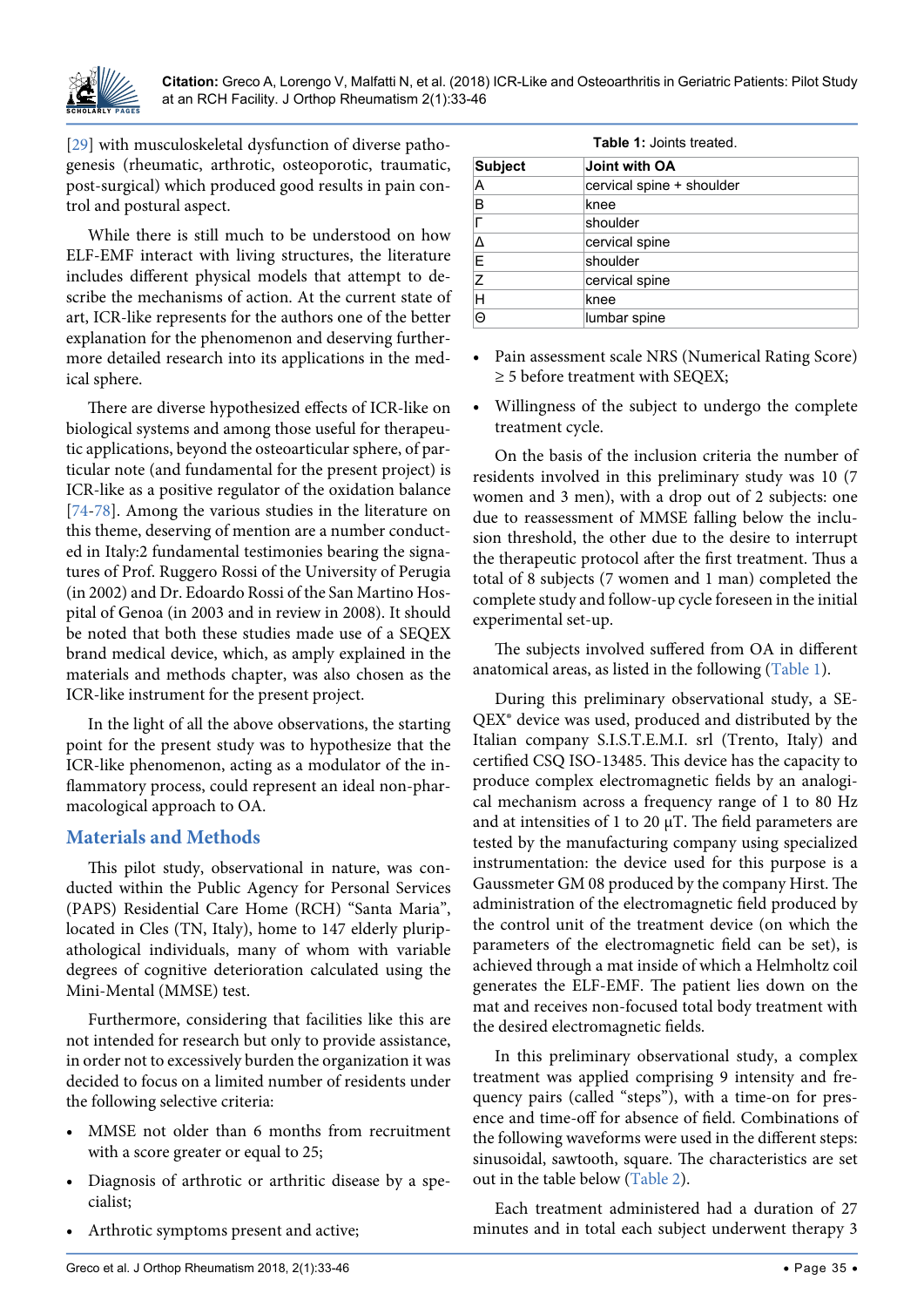[29] with musculoskeletal dysfunction of diverse pathogenesis (rheumatic, arthrotic, osteoporotic, traumatic, post-surgical) which produced good results in pain control and postural aspect.

While there is still much to be understood on how ELF-EMF interact with living structures, the literature includes different physical models that attempt to describe the mechanisms of action. At the current state of art, ICR-like represents for the authors one of the better explanation for the phenomenon and deserving furthermore detailed research into its applications in the medical sphere.

There are diverse hypothesized effects of ICR-like on biological systems and among those useful for therapeutic applications, beyond the osteoarticular sphere, of particular note (and fundamental for the present project) is ICR-like as a positive regulator of the oxidation balance [74-78]. Among the various studies in the literature on this theme, deserving of mention are a number conducted in Italy:2 fundamental testimonies bearing the signatures of Prof. Ruggero Rossi of the University of Perugia (in 2002) and Dr. Edoardo Rossi of the San Martino Hospital of Genoa (in 2003 and in review in 2008). It should be noted that both these studies made use of a SEQEX brand medical device, which, as amply explained in the materials and methods chapter, was also chosen as the ICR-like instrument for the present project.

In the light of all the above observations, the starting point for the present study was to hypothesize that the ICR-like phenomenon, acting as a modulator of the inflammatory process, could represent an ideal non-pharmacological approach to OA.

## Materials and Methods

This pilot study, observational in nature, was conducted within the Public Agency for Personal Services (PAPS) Residential Care Home (RCH) "Santa Maria", located in Cles (TN, Italy), home to 147 elderly pluripathological individuals, many of whom with variable degrees of cognitive deterioration calculated using the Mini-Mental (MMSE) test.

Furthermore, considering that facilities like this are not intended for research but only to provide assistance, in order not to excessively burden the organization it was decided to focus on a limited number of residents under the following selective criteria:

- MMSE not older than 6 months from recruitment with a score greater or equal to 25;
- Diagnosis of arthrotic or arthritic disease by a specialist;
- Arthrotic symptoms present and active;
- Pain assessment scale NRS (Numerical Rating Score) ≥ 5 before treatment with SEQEX;
- Willingness of the subject to undergo the complete treatment cycle.

On the basis of the inclusion criteria the number of residents involved in this preliminary study was 10 (7 women and 3 men), with a drop out of 2 subjects: one due to reassessment of MMSE falling below the inclusion threshold, the other due to the desire to interrupt the therapeutic protocol after the first treatment. Thus a total of 8 subjects (7 women and 1 man) completed the complete study and follow-up cycle foreseen in the initial experimental set-up.

The subjects involved suffered from OA in different anatomical areas, as listed in the following (Table 1).

**Table 1:** Joints treated.

| Subject | Joint with OA |
|---|---|
| A | cervical spine + shoulder |
| B | knee |
| Γ | shoulder |
| Δ | cervical spine |
| E | shoulder |
| Z | cervical spine |
| H | knee |
| Θ | lumbar spine |

During this preliminary observational study, a SEQEX® device was used, produced and distributed by the Italian company S.I.S.T.E.M.I. srl (Trento, Italy) and certified CSQ ISO-13485. This device has the capacity to produce complex electromagnetic fields by an analogical mechanism across a frequency range of 1 to 80 Hz and at intensities of 1 to 20 µT. The field parameters are tested by the manufacturing company using specialized instrumentation: the device used for this purpose is a Gaussmeter GM 08 produced by the company Hirst. The administration of the electromagnetic field produced by the control unit of the treatment device (on which the parameters of the electromagnetic field can be set), is achieved through a mat inside of which a Helmholtz coil generates the ELF-EMF. The patient lies down on the mat and receives non-focused total body treatment with the desired electromagnetic fields.

In this preliminary observational study, a complex treatment was applied comprising 9 intensity and frequency pairs (called "steps"), with a time-on for presence and time-off for absence of field. Combinations of the following waveforms were used in the different steps: sinusoidal, sawtooth, square. The characteristics are set out in the table below (Table 2).

Each treatment administered had a duration of 27 minutes and in total each subject underwent therapy 3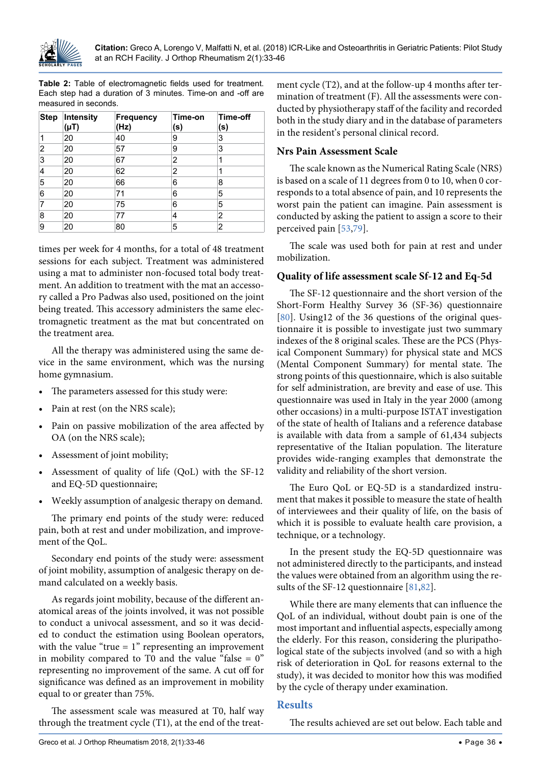**Table 2:** Table of electromagnetic fields used for treatment. Each step had a duration of 3 minutes. Time-on and -off are measured in seconds.

| Step | Intensity (μT) | Frequency (Hz) | Time-on (s) | Time-off (s) |
|---|---|---|---|---|
| 1 | 20 | 40 | 9 | 3 |
| 2 | 20 | 57 | 9 | 3 |
| 3 | 20 | 67 | 2 | 1 |
| 4 | 20 | 62 | 2 | 1 |
| 5 | 20 | 66 | 6 | 8 |
| 6 | 20 | 71 | 6 | 5 |
| 7 | 20 | 75 | 6 | 5 |
| 8 | 20 | 77 | 4 | 2 |
| 9 | 20 | 80 | 5 | 2 |

times per week for 4 months, for a total of 48 treatment sessions for each subject. Treatment was administered using a mat to administer non-focused total body treatment. An addition to treatment with the mat an accessory called a Pro Padwas also used, positioned on the joint being treated. This accessory administers the same electromagnetic treatment as the mat but concentrated on the treatment area.

All the therapy was administered using the same device in the same environment, which was the nursing home gymnasium.

- The parameters assessed for this study were:
- Pain at rest (on the NRS scale);
- Pain on passive mobilization of the area affected by OA (on the NRS scale);
- Assessment of joint mobility;
- Assessment of quality of life (QoL) with the SF-12 and EQ-5D questionnaire;
- Weekly assumption of analgesic therapy on demand.

The primary end points of the study were: reduced pain, both at rest and under mobilization, and improvement of the QoL.

Secondary end points of the study were: assessment of joint mobility, assumption of analgesic therapy on demand calculated on a weekly basis.

As regards joint mobility, because of the different anatomical areas of the joints involved, it was not possible to conduct a univocal assessment, and so it was decided to conduct the estimation using Boolean operators, with the value "true = 1" representing an improvement in mobility compared to T0 and the value "false = 0" representing no improvement of the same. A cut off for significance was defined as an improvement in mobility equal to or greater than 75%.

The assessment scale was measured at T0, half way through the treatment cycle (T1), at the end of the treatment cycle (T2), and at the follow-up 4 months after termination of treatment (F). All the assessments were conducted by physiotherapy staff of the facility and recorded both in the study diary and in the database of parameters in the resident's personal clinical record.

## Nrs Pain Assessment Scale

The scale known as the Numerical Rating Scale (NRS) is based on a scale of 11 degrees from 0 to 10, when 0 corresponds to a total absence of pain, and 10 represents the worst pain the patient can imagine. Pain assessment is conducted by asking the patient to assign a score to their perceived pain [53,79].

The scale was used both for pain at rest and under mobilization.

## Quality of life assessment scale Sf-12 and Eq-5d

The SF-12 questionnaire and the short version of the Short-Form Healthy Survey 36 (SF-36) questionnaire [80]. Using12 of the 36 questions of the original questionnaire it is possible to investigate just two summary indexes of the 8 original scales. These are the PCS (Physical Component Summary) for physical state and MCS (Mental Component Summary) for mental state. The strong points of this questionnaire, which is also suitable for self administration, are brevity and ease of use. This questionnaire was used in Italy in the year 2000 (among other occasions) in a multi-purpose ISTAT investigation of the state of health of Italians and a reference database is available with data from a sample of 61,434 subjects representative of the Italian population. The literature provides wide-ranging examples that demonstrate the validity and reliability of the short version.

The Euro QoL or EQ-5D is a standardized instrument that makes it possible to measure the state of health of interviewees and their quality of life, on the basis of which it is possible to evaluate health care provision, a technique, or a technology.

In the present study the EQ-5D questionnaire was not administered directly to the participants, and instead the values were obtained from an algorithm using the results of the SF-12 questionnaire [81,82].

While there are many elements that can influence the QoL of an individual, without doubt pain is one of the most important and influential aspects, especially among the elderly. For this reason, considering the pluripathological state of the subjects involved (and so with a high risk of deterioration in QoL for reasons external to the study), it was decided to monitor how this was modified by the cycle of therapy under examination.

# Results

The results achieved are set out below. Each table and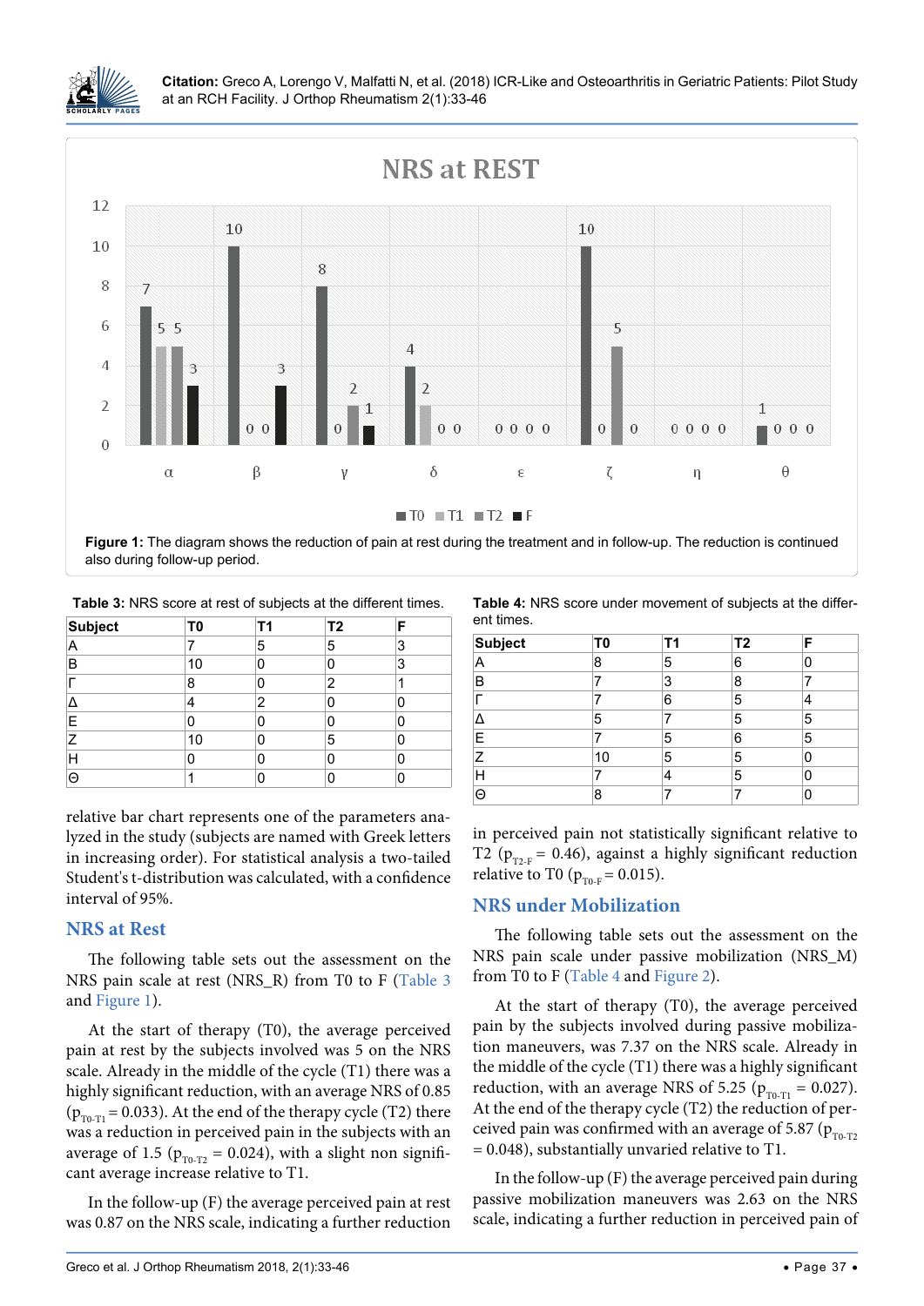Figure 1: The diagram shows the reduction of pain at rest during the treatment and in follow-up. The reduction is continued also during follow-up period.

**Table 3:** NRS score at rest of subjects at the different times.

| Subject | T0 | T1 | T2 | F |
|---|---|---|---|---|
| A | 7 | 5 | 5 | 3 |
| B | 10 | 0 | 0 | 3 |
| Γ | 8 | 0 | 2 | 1 |
| Δ | 4 | 2 | 0 | 0 |
| E | 0 | 0 | 0 | 0 |
| Z | 10 | 0 | 5 | 0 |
| H | 0 | 0 | 0 | 0 |
| Θ | 1 | 0 | 0 | 0 |

relative bar chart represents one of the parameters analyzed in the study (subjects are named with Greek letters in increasing order). For statistical analysis a two-tailed Student's t-distribution was calculated, with a confidence interval of 95%.

## NRS at Rest

The following table sets out the assessment on the NRS pain scale at rest (NRS_R) from T0 to F (Table 3 and Figure 1).

At the start of therapy (T0), the average perceived pain at rest by the subjects involved was 5 on the NRS scale. Already in the middle of the cycle (T1) there was a highly significant reduction, with an average NRS of 0.85 ($p_{T0\text{-}T1} = 0.033$). At the end of the therapy cycle (T2) there was a reduction in perceived pain in the subjects with an average of 1.5 ($p_{T0\text{-}T2} = 0.024$), with a slight non significant average increase relative to T1.

In the follow-up (F) the average perceived pain at rest was 0.87 on the NRS scale, indicating a further reduction in perceived pain not statistically significant relative to T2 ($p_{T2\text{-}F} = 0.46$), against a highly significant reduction relative to T0 ($p_{T0\text{-}F} = 0.015$).

**Table 4:** NRS score under movement of subjects at the different times.

| Subject | T0 | T1 | T2 | F |
|---|---|---|---|---|
| A | 8 | 5 | 6 | 0 |
| B | 7 | 3 | 8 | 7 |
| Γ | 7 | 6 | 5 | 4 |
| Δ | 5 | 7 | 5 | 5 |
| E | 7 | 5 | 6 | 5 |
| Z | 10 | 5 | 5 | 0 |
| H | 7 | 4 | 5 | 0 |
| Θ | 8 | 7 | 7 | 0 |

## NRS under Mobilization

The following table sets out the assessment on the NRS pain scale under passive mobilization (NRS_M) from T0 to F (Table 4 and Figure 2).

At the start of therapy (T0), the average perceived pain by the subjects involved during passive mobilization maneuvers, was 7.37 on the NRS scale. Already in the middle of the cycle (T1) there was a highly significant reduction, with an average NRS of 5.25 ($p_{T0\text{-}T1} = 0.027$). At the end of the therapy cycle (T2) the reduction of perceived pain was confirmed with an average of 5.87 ($p_{T0\text{-}T2} = 0.048$), substantially unvaried relative to T1.

In the follow-up (F) the average perceived pain during passive mobilization maneuvers was 2.63 on the NRS scale, indicating a further reduction in perceived pain of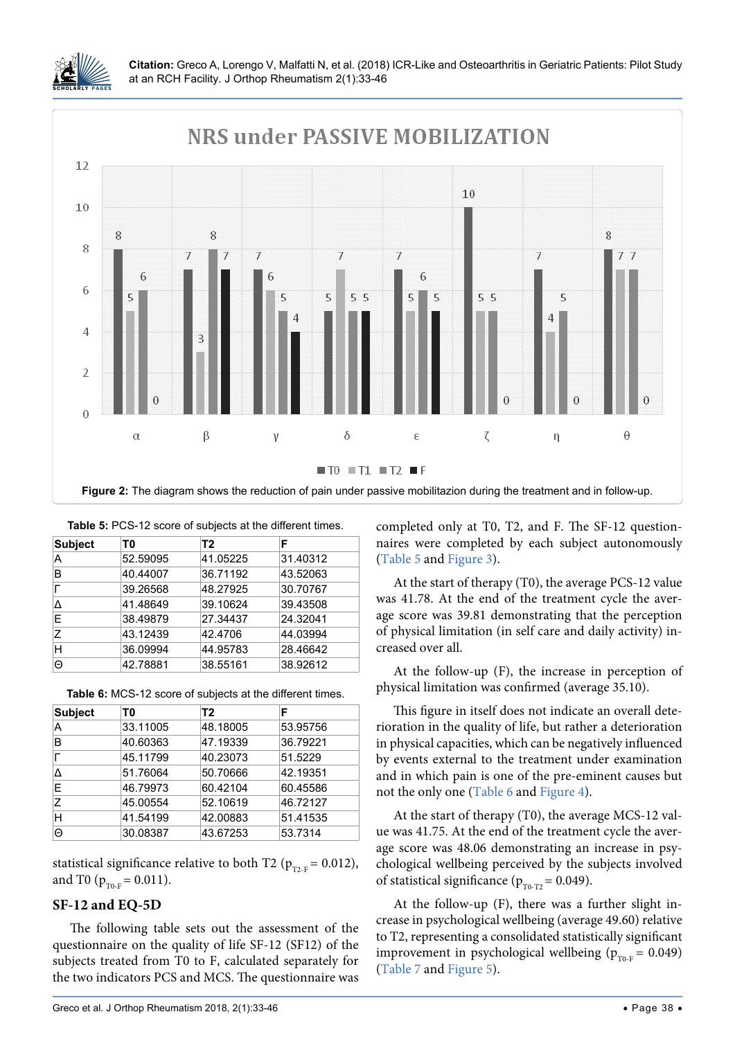Figure 2: The diagram shows the reduction of pain under passive mobilitazion during the treatment and in follow-up.

**Table 5:** PCS-12 score of subjects at the different times.

| Subject | T0 | T2 | F |
|---|---|---|---|
| A | 52.59095 | 41.05225 | 31.40312 |
| B | 40.44007 | 36.71192 | 43.52063 |
| Γ | 39.26568 | 48.27925 | 30.70767 |
| Δ | 41.48649 | 39.10624 | 39.43508 |
| E | 38.49879 | 27.34437 | 24.32041 |
| Z | 43.12439 | 42.4706 | 44.03994 |
| H | 36.09994 | 44.95783 | 28.46642 |
| Θ | 42.78881 | 38.55161 | 38.92612 |

**Table 6:** MCS-12 score of subjects at the different times.

| Subject | T0 | T2 | F |
|---|---|---|---|
| A | 33.11005 | 48.18005 | 53.95756 |
| B | 40.60363 | 47.19339 | 36.79221 |
| Γ | 45.11799 | 40.23073 | 51.5229 |
| Δ | 51.76064 | 50.70666 | 42.19351 |
| E | 46.79973 | 60.42104 | 60.45586 |
| Z | 45.00554 | 52.10619 | 46.72127 |
| H | 41.54199 | 42.00883 | 51.41535 |
| Θ | 30.08387 | 43.67253 | 53.7314 |

statistical significance relative to both T2 ($p_{T2\text{-}F} = 0.012$), and T0 ($p_{T0\text{-}F} = 0.011$).

## SF-12 and EQ-5D

The following table sets out the assessment of the questionnaire on the quality of life SF-12 (SF12) of the subjects treated from T0 to F, calculated separately for the two indicators PCS and MCS. The questionnaire was completed only at T0, T2, and F. The SF-12 questionnaires were completed by each subject autonomously (Table 5 and Figure 3).

At the start of therapy (T0), the average PCS-12 value was 41.78. At the end of the treatment cycle the average score was 39.81 demonstrating that the perception of physical limitation (in self care and daily activity) increased over all.

At the follow-up (F), the increase in perception of physical limitation was confirmed (average 35.10).

This figure in itself does not indicate an overall deterioration in the quality of life, but rather a deterioration in physical capacities, which can be negatively influenced by events external to the treatment under examination and in which pain is one of the pre-eminent causes but not the only one (Table 6 and Figure 4).

At the start of therapy (T0), the average MCS-12 value was 41.75. At the end of the treatment cycle the average score was 48.06 demonstrating an increase in psychological wellbeing perceived by the subjects involved of statistical significance ($p_{T0\text{-}T2} = 0.049$).

At the follow-up (F), there was a further slight increase in psychological wellbeing (average 49.60) relative to T2, representing a consolidated statistically significant improvement in psychological wellbeing ($p_{T0\text{-}F} = 0.049$) (Table 7 and Figure 5).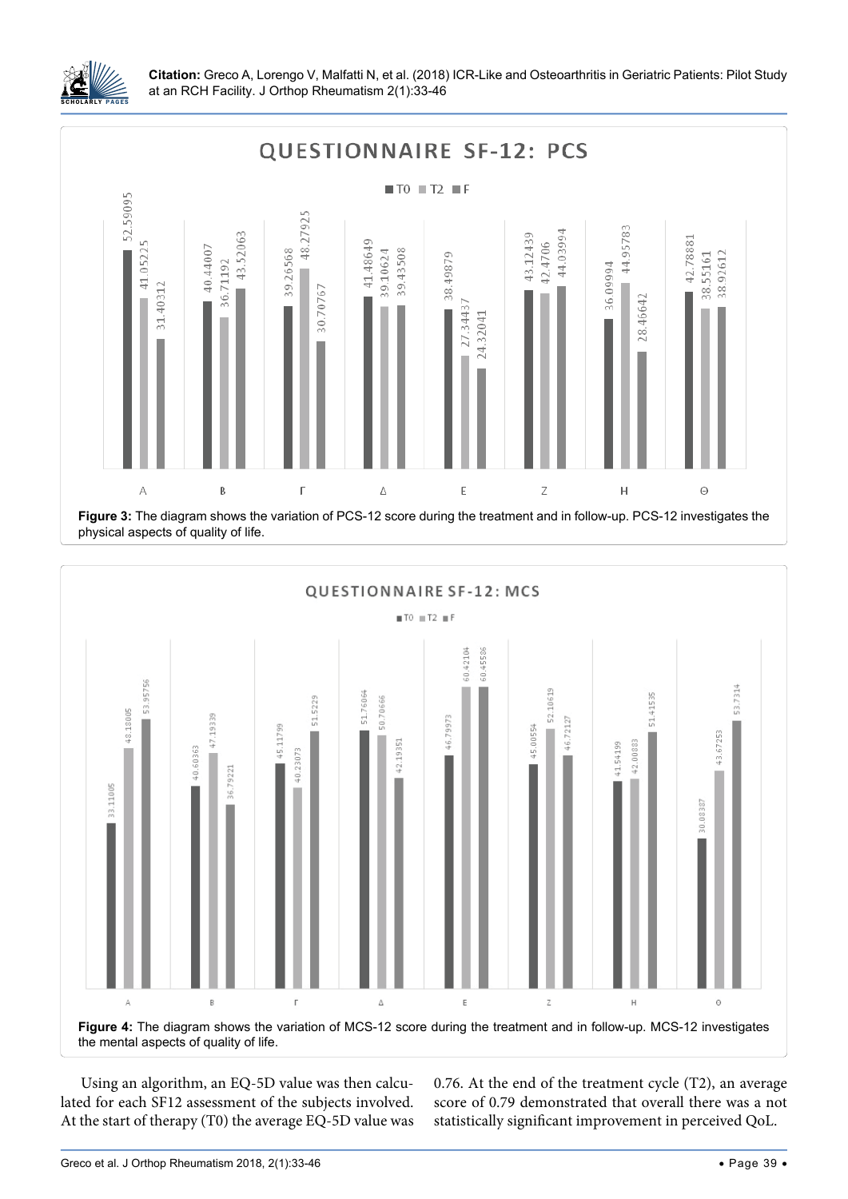## QUESTIONNAIRE SF-12: PCS

| | T0 | T2 | F |
|---|---|---|---|
| A | 52.59095 | 41.05225 | 31.40312 |
| B | 40.44007 | 36.71192 | 43.52063 |
| Γ | 39.26568 | 48.27925 | 30.70767 |
| Δ | 41.48649 | 39.10624 | 39.43508 |
| E | 38.49879 | 27.34437 | 24.32041 |
| Z | 43.12439 | 42.4706 | 44.03994 |
| H | 36.09994 | 44.95783 | 28.46642 |
| Θ | 42.78881 | 38.55161 | 38.92612 |

**Figure 3:** The diagram shows the variation of PCS-12 score during the treatment and in follow-up. PCS-12 investigates the physical aspects of quality of life.

## QUESTIONNAIRE SF-12: MCS

| | T0 | T2 | F |
|---|---|---|---|
| A | 33.11005 | 48.18005 | 53.95756 |
| B | 40.60363 | 47.19339 | 36.79221 |
| Γ | 45.11799 | 40.23073 | 51.5229 |
| Δ | 51.76064 | 50.70666 | 42.19351 |
| E | 46.79973 | 60.42104 | 60.45586 |
| Z | 45.00554 | 52.10619 | 46.72127 |
| H | 41.54199 | 42.00883 | 51.41535 |
| Θ | 30.08387 | 43.67253 | 53.7314 |

**Figure 4:** The diagram shows the variation of MCS-12 score during the treatment and in follow-up. MCS-12 investigates the mental aspects of quality of life.

Using an algorithm, an EQ-5D value was then calculated for each SF12 assessment of the subjects involved. At the start of therapy (T0) the average EQ-5D value was 0.76. At the end of the treatment cycle (T2), an average score of 0.79 demonstrated that overall there was a not statistically significant improvement in perceived QoL.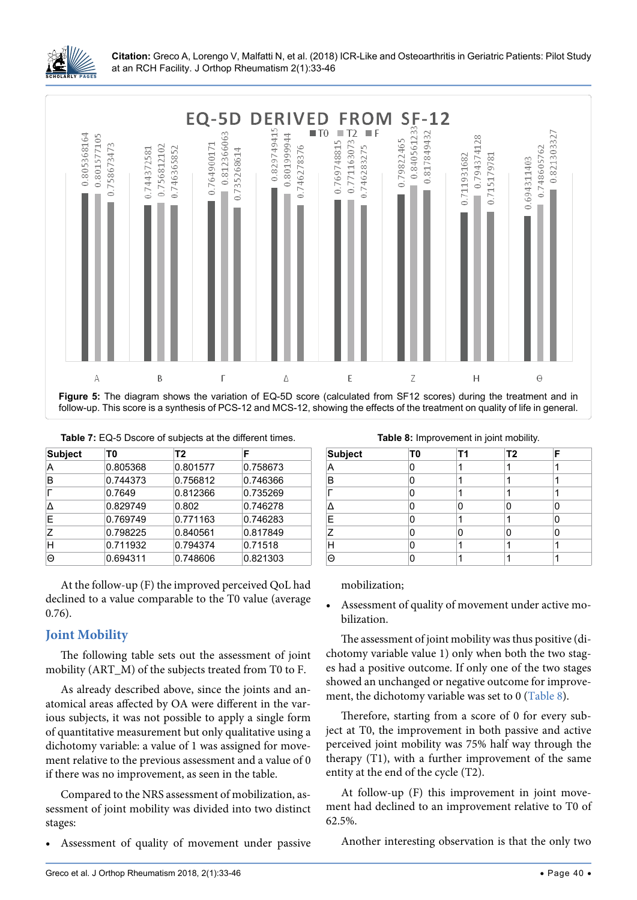Figure 5: The diagram shows the variation of EQ-5D score (calculated from SF12 scores) during the treatment and in follow-up. This score is a synthesis of PCS-12 and MCS-12, showing the effects of the treatment on quality of life in general.

**Table 7:** EQ-5 Dscore of subjects at the different times.

| Subject | T0 | T2 | F |
|---|---|---|---|
| A | 0.805368 | 0.801577 | 0.758673 |
| B | 0.744373 | 0.756812 | 0.746366 |
| Γ | 0.7649 | 0.812366 | 0.735269 |
| Δ | 0.829749 | 0.802 | 0.746278 |
| E | 0.769749 | 0.771163 | 0.746283 |
| Z | 0.798225 | 0.840561 | 0.817849 |
| H | 0.711932 | 0.794374 | 0.71518 |
| Θ | 0.694311 | 0.748606 | 0.821303 |

**Table 8:** Improvement in joint mobility.

| Subject | T0 | T1 | T2 | F |
|---|---|---|---|---|
| A | 0 | 1 | 1 | 1 |
| B | 0 | 1 | 1 | 1 |
| Γ | 0 | 1 | 1 | 1 |
| Δ | 0 | 0 | 0 | 0 |
| E | 0 | 1 | 1 | 0 |
| Z | 0 | 0 | 0 | 0 |
| H | 0 | 1 | 1 | 1 |
| Θ | 0 | 1 | 1 | 1 |

At the follow-up (F) the improved perceived QoL had declined to a value comparable to the T0 value (average 0.76).

## Joint Mobility

The following table sets out the assessment of joint mobility (ART_M) of the subjects treated from T0 to F.

As already described above, since the joints and anatomical areas affected by OA were different in the various subjects, it was not possible to apply a single form of quantitative measurement but only qualitative using a dichotomy variable: a value of 1 was assigned for movement relative to the previous assessment and a value of 0 if there was no improvement, as seen in the table.

Compared to the NRS assessment of mobilization, assessment of joint mobility was divided into two distinct stages:

- Assessment of quality of movement under passive mobilization;
- Assessment of quality of movement under active mobilization.

The assessment of joint mobility was thus positive (dichotomy variable value 1) only when both the two stages had a positive outcome. If only one of the two stages showed an unchanged or negative outcome for improvement, the dichotomy variable was set to 0 (Table 8).

Therefore, starting from a score of 0 for every subject at T0, the improvement in both passive and active perceived joint mobility was 75% half way through the therapy (T1), with a further improvement of the same entity at the end of the cycle (T2).

At follow-up (F) this improvement in joint movement had declined to an improvement relative to T0 of 62.5%.

Another interesting observation is that the only two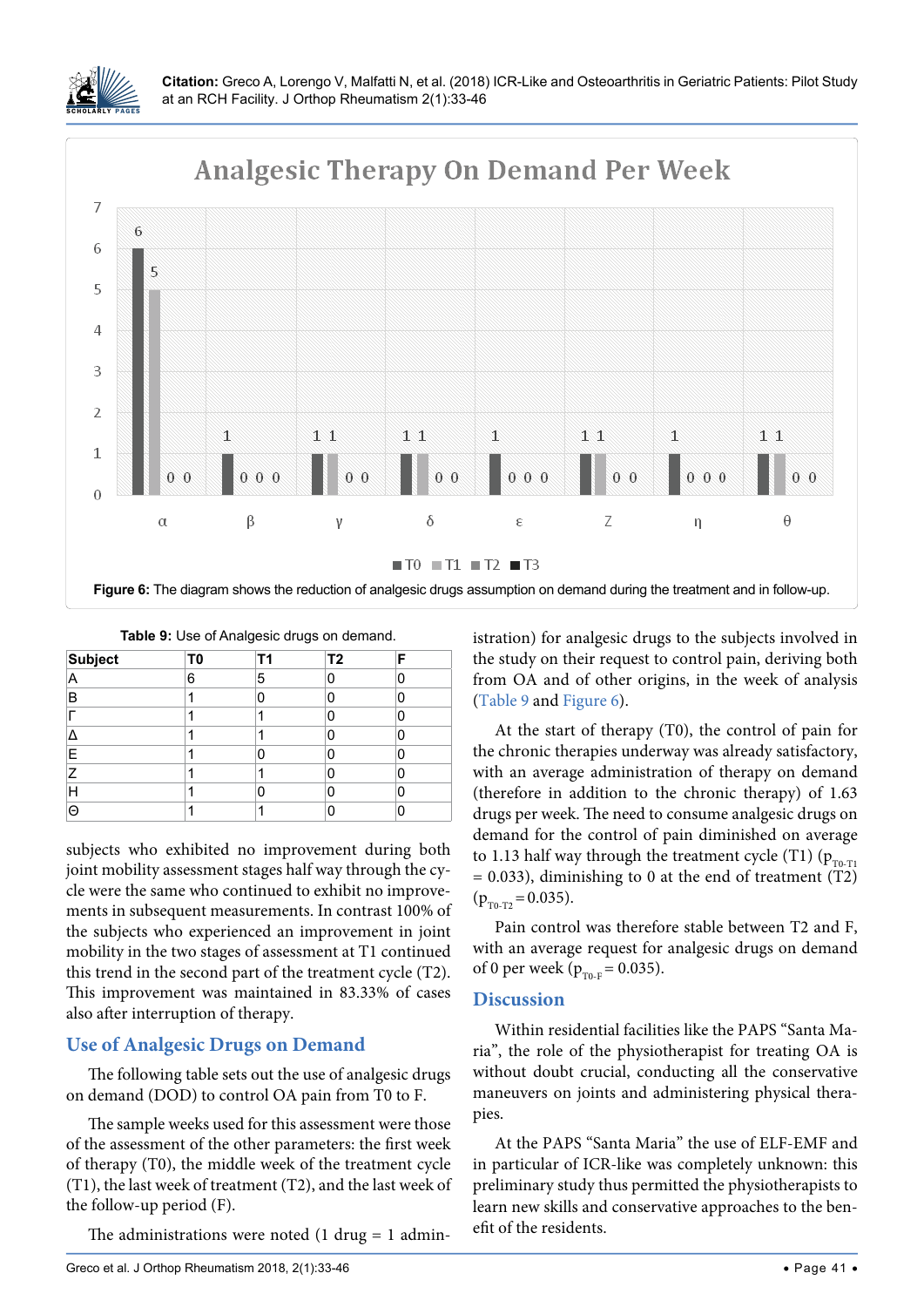Figure 6: The diagram shows the reduction of analgesic drugs assumption on demand during the treatment and in follow-up.

Table 9: Use of Analgesic drugs on demand.

| Subject | T0 | T1 | T2 | F |
|---|---|---|---|---|
| A | 6 | 5 | 0 | 0 |
| B | 1 | 0 | 0 | 0 |
| Γ | 1 | 1 | 0 | 0 |
| Δ | 1 | 1 | 0 | 0 |
| E | 1 | 0 | 0 | 0 |
| Z | 1 | 1 | 0 | 0 |
| H | 1 | 0 | 0 | 0 |
| Θ | 1 | 1 | 0 | 0 |

subjects who exhibited no improvement during both joint mobility assessment stages half way through the cycle were the same who continued to exhibit no improvements in subsequent measurements. In contrast 100% of the subjects who experienced an improvement in joint mobility in the two stages of assessment at T1 continued this trend in the second part of the treatment cycle (T2). This improvement was maintained in 83.33% of cases also after interruption of therapy.

## Use of Analgesic Drugs on Demand

The following table sets out the use of analgesic drugs on demand (DOD) to control OA pain from T0 to F.

The sample weeks used for this assessment were those of the assessment of the other parameters: the first week of therapy (T0), the middle week of the treatment cycle (T1), the last week of treatment (T2), and the last week of the follow-up period (F).

The administrations were noted (1 drug = 1 administration) for analgesic drugs to the subjects involved in the study on their request to control pain, deriving both from OA and of other origins, in the week of analysis (Table 9 and Figure 6).

At the start of therapy (T0), the control of pain for the chronic therapies underway was already satisfactory, with an average administration of therapy on demand (therefore in addition to the chronic therapy) of 1.63 drugs per week. The need to consume analgesic drugs on demand for the control of pain diminished on average to 1.13 half way through the treatment cycle (T1) ($p_{T0-T1}$ = 0.033), diminishing to 0 at the end of treatment (T2) ($p_{T0-T2}$ = 0.035).

Pain control was therefore stable between T2 and F, with an average request for analgesic drugs on demand of 0 per week ($p_{T0-F}$ = 0.035).

## Discussion

Within residential facilities like the PAPS "Santa Maria", the role of the physiotherapist for treating OA is without doubt crucial, conducting all the conservative maneuvers on joints and administering physical therapies.

At the PAPS "Santa Maria" the use of ELF-EMF and in particular of ICR-like was completely unknown: this preliminary study thus permitted the physiotherapists to learn new skills and conservative approaches to the benefit of the residents.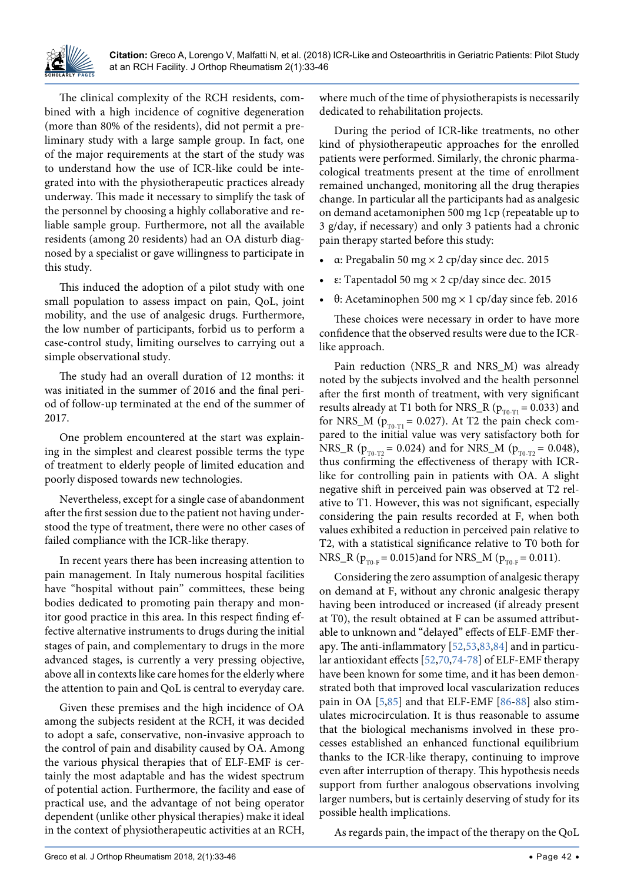The clinical complexity of the RCH residents, combined with a high incidence of cognitive degeneration (more than 80% of the residents), did not permit a preliminary study with a large sample group. In fact, one of the major requirements at the start of the study was to understand how the use of ICR-like could be integrated into with the physiotherapeutic practices already underway. This made it necessary to simplify the task of the personnel by choosing a highly collaborative and reliable sample group. Furthermore, not all the available residents (among 20 residents) had an OA disturb diagnosed by a specialist or gave willingness to participate in this study.

This induced the adoption of a pilot study with one small population to assess impact on pain, QoL, joint mobility, and the use of analgesic drugs. Furthermore, the low number of participants, forbid us to perform a case-control study, limiting ourselves to carrying out a simple observational study.

The study had an overall duration of 12 months: it was initiated in the summer of 2016 and the final period of follow-up terminated at the end of the summer of 2017.

One problem encountered at the start was explaining in the simplest and clearest possible terms the type of treatment to elderly people of limited education and poorly disposed towards new technologies.

Nevertheless, except for a single case of abandonment after the first session due to the patient not having understood the type of treatment, there were no other cases of failed compliance with the ICR-like therapy.

In recent years there has been increasing attention to pain management. In Italy numerous hospital facilities have "hospital without pain" committees, these being bodies dedicated to promoting pain therapy and monitor good practice in this area. In this respect finding effective alternative instruments to drugs during the initial stages of pain, and complementary to drugs in the more advanced stages, is currently a very pressing objective, above all in contexts like care homes for the elderly where the attention to pain and QoL is central to everyday care.

Given these premises and the high incidence of OA among the subjects resident at the RCH, it was decided to adopt a safe, conservative, non-invasive approach to the control of pain and disability caused by OA. Among the various physical therapies that of ELF-EMF is certainly the most adaptable and has the widest spectrum of potential action. Furthermore, the facility and ease of practical use, and the advantage of not being operator dependent (unlike other physical therapies) make it ideal in the context of physiotherapeutic activities at an RCH, where much of the time of physiotherapists is necessarily dedicated to rehabilitation projects.

During the period of ICR-like treatments, no other kind of physiotherapeutic approaches for the enrolled patients were performed. Similarly, the chronic pharmacological treatments present at the time of enrollment remained unchanged, monitoring all the drug therapies change. In particular all the participants had as analgesic on demand acetamoniphen 500 mg 1cp (repeatable up to 3 g/day, if necessary) and only 3 patients had a chronic pain therapy started before this study:

- α: Pregabalin 50 mg × 2 cp/day since dec. 2015
- ε: Tapentadol 50 mg × 2 cp/day since dec. 2015
- θ: Acetaminophen 500 mg × 1 cp/day since feb. 2016

These choices were necessary in order to have more confidence that the observed results were due to the ICR-like approach.

Pain reduction (NRS_R and NRS_M) was already noted by the subjects involved and the health personnel after the first month of treatment, with very significant results already at T1 both for NRS_R ($p_{T0-T1} = 0.033$) and for NRS_M ($p_{T0-T1} = 0.027$). At T2 the pain check compared to the initial value was very satisfactory both for NRS_R ($p_{T0-T2} = 0.024$) and for NRS_M ($p_{T0-T2} = 0.048$), thus confirming the effectiveness of therapy with ICR-like for controlling pain in patients with OA. A slight negative shift in perceived pain was observed at T2 relative to T1. However, this was not significant, especially considering the pain results recorded at F, when both values exhibited a reduction in perceived pain relative to T2, with a statistical significance relative to T0 both for NRS_R ($p_{T0-F} = 0.015$)and for NRS_M ($p_{T0-F} = 0.011$).

Considering the zero assumption of analgesic therapy on demand at F, without any chronic analgesic therapy having been introduced or increased (if already present at T0), the result obtained at F can be assumed attributable to unknown and "delayed" effects of ELF-EMF therapy. The anti-inflammatory [52,53,83,84] and in particular antioxidant effects [52,70,74-78] of ELF-EMF therapy have been known for some time, and it has been demonstrated both that improved local vascularization reduces pain in OA [5,85] and that ELF-EMF [86-88] also stimulates microcirculation. It is thus reasonable to assume that the biological mechanisms involved in these processes established an enhanced functional equilibrium thanks to the ICR-like therapy, continuing to improve even after interruption of therapy. This hypothesis needs support from further analogous observations involving larger numbers, but is certainly deserving of study for its possible health implications.

As regards pain, the impact of the therapy on the QoL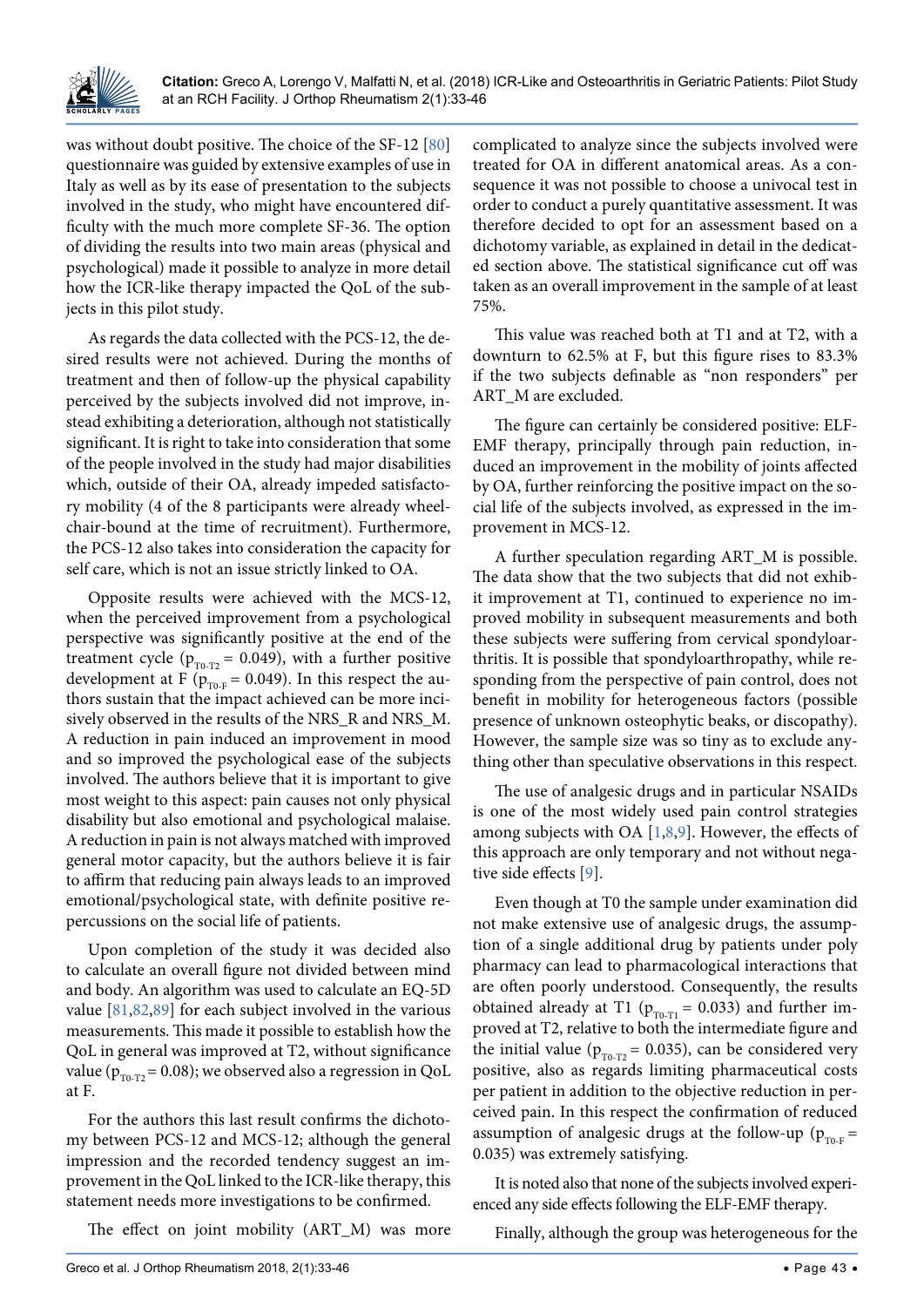was without doubt positive. The choice of the SF-12 [80] questionnaire was guided by extensive examples of use in Italy as well as by its ease of presentation to the subjects involved in the study, who might have encountered difficulty with the much more complete SF-36. The option of dividing the results into two main areas (physical and psychological) made it possible to analyze in more detail how the ICR-like therapy impacted the QoL of the subjects in this pilot study.

As regards the data collected with the PCS-12, the desired results were not achieved. During the months of treatment and then of follow-up the physical capability perceived by the subjects involved did not improve, instead exhibiting a deterioration, although not statistically significant. It is right to take into consideration that some of the people involved in the study had major disabilities which, outside of their OA, already impeded satisfactory mobility (4 of the 8 participants were already wheelchair-bound at the time of recruitment). Furthermore, the PCS-12 also takes into consideration the capacity for self care, which is not an issue strictly linked to OA.

Opposite results were achieved with the MCS-12, when the perceived improvement from a psychological perspective was significantly positive at the end of the treatment cycle ($p_{T0-T2} = 0.049$), with a further positive development at F ($p_{T0-F} = 0.049$). In this respect the authors sustain that the impact achieved can be more incisively observed in the results of the NRS_R and NRS_M. A reduction in pain induced an improvement in mood and so improved the psychological ease of the subjects involved. The authors believe that it is important to give most weight to this aspect: pain causes not only physical disability but also emotional and psychological malaise. A reduction in pain is not always matched with improved general motor capacity, but the authors believe it is fair to affirm that reducing pain always leads to an improved emotional/psychological state, with definite positive repercussions on the social life of patients.

Upon completion of the study it was decided also to calculate an overall figure not divided between mind and body. An algorithm was used to calculate an EQ-5D value [81,82,89] for each subject involved in the various measurements. This made it possible to establish how the QoL in general was improved at T2, without significance value ($p_{T0-T2} = 0.08$); we observed also a regression in QoL at F.

For the authors this last result confirms the dichotomy between PCS-12 and MCS-12; although the general impression and the recorded tendency suggest an improvement in the QoL linked to the ICR-like therapy, this statement needs more investigations to be confirmed.

The effect on joint mobility (ART_M) was more complicated to analyze since the subjects involved were treated for OA in different anatomical areas. As a consequence it was not possible to choose a univocal test in order to conduct a purely quantitative assessment. It was therefore decided to opt for an assessment based on a dichotomy variable, as explained in detail in the dedicated section above. The statistical significance cut off was taken as an overall improvement in the sample of at least 75%.

This value was reached both at T1 and at T2, with a downturn to 62.5% at F, but this figure rises to 83.3% if the two subjects definable as "non responders" per ART_M are excluded.

The figure can certainly be considered positive: ELF-EMF therapy, principally through pain reduction, induced an improvement in the mobility of joints affected by OA, further reinforcing the positive impact on the social life of the subjects involved, as expressed in the improvement in MCS-12.

A further speculation regarding ART_M is possible. The data show that the two subjects that did not exhibit improvement at T1, continued to experience no improved mobility in subsequent measurements and both these subjects were suffering from cervical spondyloarthritis. It is possible that spondyloarthropathy, while responding from the perspective of pain control, does not benefit in mobility for heterogeneous factors (possible presence of unknown osteophytic beaks, or discopathy). However, the sample size was so tiny as to exclude anything other than speculative observations in this respect.

The use of analgesic drugs and in particular NSAIDs is one of the most widely used pain control strategies among subjects with OA [1,8,9]. However, the effects of this approach are only temporary and not without negative side effects [9].

Even though at T0 the sample under examination did not make extensive use of analgesic drugs, the assumption of a single additional drug by patients under poly pharmacy can lead to pharmacological interactions that are often poorly understood. Consequently, the results obtained already at T1 ($p_{T0-T1} = 0.033$) and further improved at T2, relative to both the intermediate figure and the initial value ($p_{T0-T2} = 0.035$), can be considered very positive, also as regards limiting pharmaceutical costs per patient in addition to the objective reduction in perceived pain. In this respect the confirmation of reduced assumption of analgesic drugs at the follow-up ($p_{T0-F} = 0.035$) was extremely satisfying.

It is noted also that none of the subjects involved experienced any side effects following the ELF-EMF therapy.

Finally, although the group was heterogeneous for the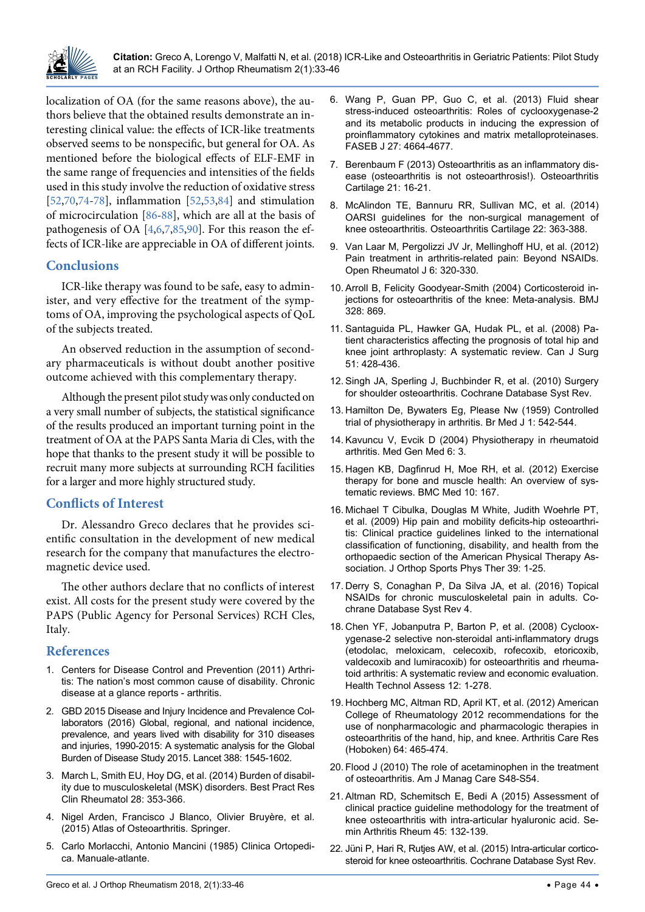localization of OA (for the same reasons above), the authors believe that the obtained results demonstrate an interesting clinical value: the effects of ICR-like treatments observed seems to be nonspecific, but general for OA. As mentioned before the biological effects of ELF-EMF in the same range of frequencies and intensities of the fields used in this study involve the reduction of oxidative stress [52,70,74-78], inflammation [52,53,84] and stimulation of microcirculation [86-88], which are all at the basis of pathogenesis of OA [4,6,7,85,90]. For this reason the effects of ICR-like are appreciable in OA of different joints.

## Conclusions

ICR-like therapy was found to be safe, easy to administer, and very effective for the treatment of the symptoms of OA, improving the psychological aspects of QoL of the subjects treated.

An observed reduction in the assumption of secondary pharmaceuticals is without doubt another positive outcome achieved with this complementary therapy.

Although the present pilot study was only conducted on a very small number of subjects, the statistical significance of the results produced an important turning point in the treatment of OA at the PAPS Santa Maria di Cles, with the hope that thanks to the present study it will be possible to recruit many more subjects at surrounding RCH facilities for a larger and more highly structured study.

## Conflicts of Interest

Dr. Alessandro Greco declares that he provides scientific consultation in the development of new medical research for the company that manufactures the electromagnetic device used.

The other authors declare that no conflicts of interest exist. All costs for the present study were covered by the PAPS (Public Agency for Personal Services) RCH Cles, Italy.

## References

1. Centers for Disease Control and Prevention (2011) Arthritis: The nation's most common cause of disability. Chronic disease at a glance reports - arthritis.
2. GBD 2015 Disease and Injury Incidence and Prevalence Collaborators (2016) Global, regional, and national incidence, prevalence, and years lived with disability for 310 diseases and injuries, 1990-2015: A systematic analysis for the Global Burden of Disease Study 2015. Lancet 388: 1545-1602.
3. March L, Smith EU, Hoy DG, et al. (2014) Burden of disability due to musculoskeletal (MSK) disorders. Best Pract Res Clin Rheumatol 28: 353-366.
4. Nigel Arden, Francisco J Blanco, Olivier Bruyère, et al. (2015) Atlas of Osteoarthritis. Springer.
5. Carlo Morlacchi, Antonio Mancini (1985) Clinica Ortopedica. Manuale-atlante.
6. Wang P, Guan PP, Guo C, et al. (2013) Fluid shear stress-induced osteoarthritis: Roles of cyclooxygenase-2 and its metabolic products in inducing the expression of proinflammatory cytokines and matrix metalloproteinases. FASEB J 27: 4664-4677.
7. Berenbaum F (2013) Osteoarthritis as an inflammatory disease (osteoarthritis is not osteoarthrosis!). Osteoarthritis Cartilage 21: 16-21.
8. McAlindon TE, Bannuru RR, Sullivan MC, et al. (2014) OARSI guidelines for the non-surgical management of knee osteoarthritis. Osteoarthritis Cartilage 22: 363-388.
9. Van Laar M, Pergolizzi JV Jr, Mellinghoff HU, et al. (2012) Pain treatment in arthritis-related pain: Beyond NSAIDs. Open Rheumatol J 6: 320-330.
10. Arroll B, Felicity Goodyear-Smith (2004) Corticosteroid injections for osteoarthritis of the knee: Meta-analysis. BMJ 328: 869.
11. Santaguida PL, Hawker GA, Hudak PL, et al. (2008) Patient characteristics affecting the prognosis of total hip and knee joint arthroplasty: A systematic review. Can J Surg 51: 428-436.
12. Singh JA, Sperling J, Buchbinder R, et al. (2010) Surgery for shoulder osteoarthritis. Cochrane Database Syst Rev.
13. Hamilton De, Bywaters Eg, Please Nw (1959) Controlled trial of physiotherapy in arthritis. Br Med J 1: 542-544.
14. Kavuncu V, Evcik D (2004) Physiotherapy in rheumatoid arthritis. Med Gen Med 6: 3.
15. Hagen KB, Dagfinrud H, Moe RH, et al. (2012) Exercise therapy for bone and muscle health: An overview of systematic reviews. BMC Med 10: 167.
16. Michael T Cibulka, Douglas M White, Judith Woehrle PT, et al. (2009) Hip pain and mobility deficits-hip osteoarthritis: Clinical practice guidelines linked to the international classification of functioning, disability, and health from the orthopaedic section of the American Physical Therapy Association. J Orthop Sports Phys Ther 39: 1-25.
17. Derry S, Conaghan P, Da Silva JA, et al. (2016) Topical NSAIDs for chronic musculoskeletal pain in adults. Cochrane Database Syst Rev 4.
18. Chen YF, Jobanputra P, Barton P, et al. (2008) Cyclooxygenase-2 selective non-steroidal anti-inflammatory drugs (etodolac, meloxicam, celecoxib, rofecoxib, etoricoxib, valdecoxib and lumiracoxib) for osteoarthritis and rheumatoid arthritis: A systematic review and economic evaluation. Health Technol Assess 12: 1-278.
19. Hochberg MC, Altman RD, April KT, et al. (2012) American College of Rheumatology 2012 recommendations for the use of nonpharmacologic and pharmacologic therapies in osteoarthritis of the hand, hip, and knee. Arthritis Care Res (Hoboken) 64: 465-474.
20. Flood J (2010) The role of acetaminophen in the treatment of osteoarthritis. Am J Manag Care S48-S54.
21. Altman RD, Schemitsch E, Bedi A (2015) Assessment of clinical practice guideline methodology for the treatment of knee osteoarthritis with intra-articular hyaluronic acid. Semin Arthritis Rheum 45: 132-139.
22. Jüni P, Hari R, Rutjes AW, et al. (2015) Intra-articular corticosteroid for knee osteoarthritis. Cochrane Database Syst Rev.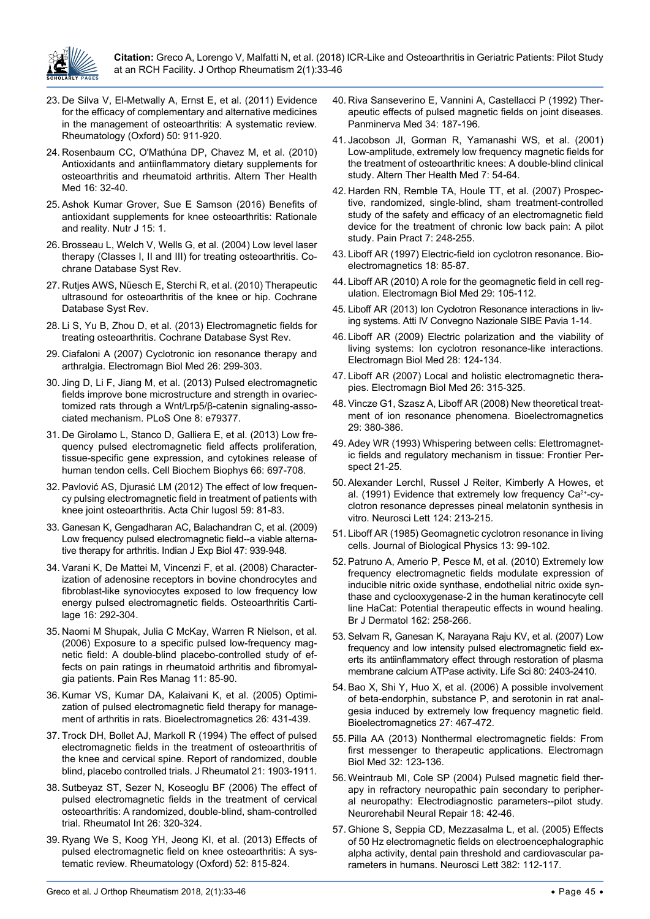23. De Silva V, El-Metwally A, Ernst E, et al. (2011) Evidence for the efficacy of complementary and alternative medicines in the management of osteoarthritis: A systematic review. Rheumatology (Oxford) 50: 911-920.
24. Rosenbaum CC, O'Mathúna DP, Chavez M, et al. (2010) Antioxidants and antiinflammatory dietary supplements for osteoarthritis and rheumatoid arthritis. Altern Ther Health Med 16: 32-40.
25. Ashok Kumar Grover, Sue E Samson (2016) Benefits of antioxidant supplements for knee osteoarthritis: Rationale and reality. Nutr J 15: 1.
26. Brosseau L, Welch V, Wells G, et al. (2004) Low level laser therapy (Classes I, II and III) for treating osteoarthritis. Cochrane Database Syst Rev.
27. Rutjes AWS, Nüesch E, Sterchi R, et al. (2010) Therapeutic ultrasound for osteoarthritis of the knee or hip. Cochrane Database Syst Rev.
28. Li S, Yu B, Zhou D, et al. (2013) Electromagnetic fields for treating osteoarthritis. Cochrane Database Syst Rev.
29. Ciafaloni A (2007) Cyclotronic ion resonance therapy and arthralgia. Electromagn Biol Med 26: 299-303.
30. Jing D, Li F, Jiang M, et al. (2013) Pulsed electromagnetic fields improve bone microstructure and strength in ovariectomized rats through a Wnt/Lrp5/β-catenin signaling-associated mechanism. PLoS One 8: e79377.
31. De Girolamo L, Stanco D, Galliera E, et al. (2013) Low frequency pulsed electromagnetic field affects proliferation, tissue-specific gene expression, and cytokines release of human tendon cells. Cell Biochem Biophys 66: 697-708.
32. Pavlović AS, Djurasić LM (2012) The effect of low frequency pulsing electromagnetic field in treatment of patients with knee joint osteoarthritis. Acta Chir Iugosl 59: 81-83.
33. Ganesan K, Gengadharan AC, Balachandran C, et al. (2009) Low frequency pulsed electromagnetic field--a viable alternative therapy for arthritis. Indian J Exp Biol 47: 939-948.
34. Varani K, De Mattei M, Vincenzi F, et al. (2008) Characterization of adenosine receptors in bovine chondrocytes and fibroblast-like synoviocytes exposed to low frequency low energy pulsed electromagnetic fields. Osteoarthritis Cartilage 16: 292-304.
35. Naomi M Shupak, Julia C McKay, Warren R Nielson, et al. (2006) Exposure to a specific pulsed low-frequency magnetic field: A double-blind placebo-controlled study of effects on pain ratings in rheumatoid arthritis and fibromyalgia patients. Pain Res Manag 11: 85-90.
36. Kumar VS, Kumar DA, Kalaivani K, et al. (2005) Optimization of pulsed electromagnetic field therapy for management of arthritis in rats. Bioelectromagnetics 26: 431-439.
37. Trock DH, Bollet AJ, Markoll R (1994) The effect of pulsed electromagnetic fields in the treatment of osteoarthritis of the knee and cervical spine. Report of randomized, double blind, placebo controlled trials. J Rheumatol 21: 1903-1911.
38. Sutbeyaz ST, Sezer N, Koseoglu BF (2006) The effect of pulsed electromagnetic fields in the treatment of cervical osteoarthritis: A randomized, double-blind, sham-controlled trial. Rheumatol Int 26: 320-324.
39. Ryang We S, Koog YH, Jeong KI, et al. (2013) Effects of pulsed electromagnetic field on knee osteoarthritis: A systematic review. Rheumatology (Oxford) 52: 815-824.
40. Riva Sanseverino E, Vannini A, Castellacci P (1992) Therapeutic effects of pulsed magnetic fields on joint diseases. Panminerva Med 34: 187-196.
41. Jacobson JI, Gorman R, Yamanashi WS, et al. (2001) Low-amplitude, extremely low frequency magnetic fields for the treatment of osteoarthritic knees: A double-blind clinical study. Altern Ther Health Med 7: 54-64.
42. Harden RN, Remble TA, Houle TT, et al. (2007) Prospective, randomized, single-blind, sham treatment-controlled study of the safety and efficacy of an electromagnetic field device for the treatment of chronic low back pain: A pilot study. Pain Pract 7: 248-255.
43. Liboff AR (1997) Electric-field ion cyclotron resonance. Bioelectromagnetics 18: 85-87.
44. Liboff AR (2010) A role for the geomagnetic field in cell regulation. Electromagn Biol Med 29: 105-112.
45. Liboff AR (2013) Ion Cyclotron Resonance interactions in living systems. Atti IV Convegno Nazionale SIBE Pavia 1-14.
46. Liboff AR (2009) Electric polarization and the viability of living systems: Ion cyclotron resonance-like interactions. Electromagn Biol Med 28: 124-134.
47. Liboff AR (2007) Local and holistic electromagnetic therapies. Electromagn Biol Med 26: 315-325.
48. Vincze G1, Szasz A, Liboff AR (2008) New theoretical treatment of ion resonance phenomena. Bioelectromagnetics 29: 380-386.
49. Adey WR (1993) Whispering between cells: Elettromagnetic fields and regulatory mechanism in tissue: Frontier Perspect 21-25.
50. Alexander Lerchl, Russel J Reiter, Kimberly A Howes, et al. (1991) Evidence that extremely low frequency $Ca^{2+}$-cyclotron resonance depresses pineal melatonin synthesis in vitro. Neurosci Lett 124: 213-215.
51. Liboff AR (1985) Geomagnetic cyclotron resonance in living cells. Journal of Biological Physics 13: 99-102.
52. Patruno A, Amerio P, Pesce M, et al. (2010) Extremely low frequency electromagnetic fields modulate expression of inducible nitric oxide synthase, endothelial nitric oxide synthase and cyclooxygenase-2 in the human keratinocyte cell line HaCat: Potential therapeutic effects in wound healing. Br J Dermatol 162: 258-266.
53. Selvam R, Ganesan K, Narayana Raju KV, et al. (2007) Low frequency and low intensity pulsed electromagnetic field exerts its antiinflammatory effect through restoration of plasma membrane calcium ATPase activity. Life Sci 80: 2403-2410.
54. Bao X, Shi Y, Huo X, et al. (2006) A possible involvement of beta-endorphin, substance P, and serotonin in rat analgesia induced by extremely low frequency magnetic field. Bioelectromagnetics 27: 467-472.
55. Pilla AA (2013) Nonthermal electromagnetic fields: From first messenger to therapeutic applications. Electromagn Biol Med 32: 123-136.
56. Weintraub MI, Cole SP (2004) Pulsed magnetic field therapy in refractory neuropathic pain secondary to peripheral neuropathy: Electrodiagnostic parameters--pilot study. Neurorehabil Neural Repair 18: 42-46.
57. Ghione S, Seppia CD, Mezzasalma L, et al. (2005) Effects of 50 Hz electromagnetic fields on electroencephalographic alpha activity, dental pain threshold and cardiovascular parameters in humans. Neurosci Lett 382: 112-117.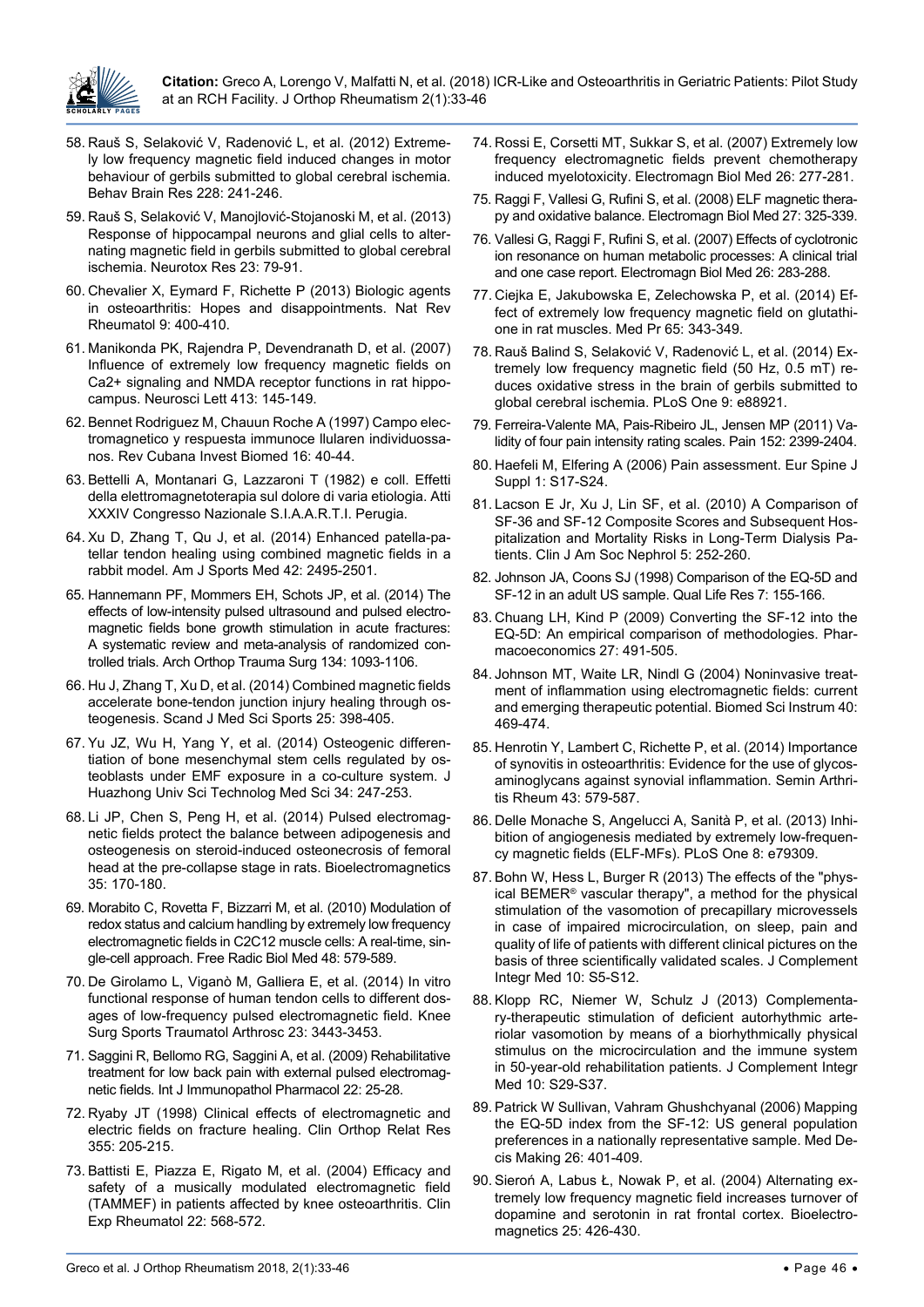58. Rauš S, Selaković V, Radenović L, et al. (2012) Extremely low frequency magnetic field induced changes in motor behaviour of gerbils submitted to global cerebral ischemia. Behav Brain Res 228: 241-246.

59. Rauš S, Selaković V, Manojlović-Stojanoski M, et al. (2013) Response of hippocampal neurons and glial cells to alternating magnetic field in gerbils submitted to global cerebral ischemia. Neurotox Res 23: 79-91.

60. Chevalier X, Eymard F, Richette P (2013) Biologic agents in osteoarthritis: Hopes and disappointments. Nat Rev Rheumatol 9: 400-410.

61. Manikonda PK, Rajendra P, Devendranath D, et al. (2007) Influence of extremely low frequency magnetic fields on Ca2+ signaling and NMDA receptor functions in rat hippocampus. Neurosci Lett 413: 145-149.

62. Bennet Rodriguez M, Chauun Roche A (1997) Campo electromagnetico y respuesta immunoce llularen individuossanos. Rev Cubana Invest Biomed 16: 40-44.

63. Bettelli A, Montanari G, Lazzaroni T (1982) e coll. Effetti della elettromagnetoterapia sul dolore di varia etiologia. Atti XXXIV Congresso Nazionale S.I.A.A.R.T.I. Perugia.

64. Xu D, Zhang T, Qu J, et al. (2014) Enhanced patella-patellar tendon healing using combined magnetic fields in a rabbit model. Am J Sports Med 42: 2495-2501.

65. Hannemann PF, Mommers EH, Schots JP, et al. (2014) The effects of low-intensity pulsed ultrasound and pulsed electromagnetic fields bone growth stimulation in acute fractures: A systematic review and meta-analysis of randomized controlled trials. Arch Orthop Trauma Surg 134: 1093-1106.

66. Hu J, Zhang T, Xu D, et al. (2014) Combined magnetic fields accelerate bone-tendon junction injury healing through osteogenesis. Scand J Med Sci Sports 25: 398-405.

67. Yu JZ, Wu H, Yang Y, et al. (2014) Osteogenic differentiation of bone mesenchymal stem cells regulated by osteoblasts under EMF exposure in a co-culture system. J Huazhong Univ Sci Technolog Med Sci 34: 247-253.

68. Li JP, Chen S, Peng H, et al. (2014) Pulsed electromagnetic fields protect the balance between adipogenesis and osteogenesis on steroid-induced osteonecrosis of femoral head at the pre-collapse stage in rats. Bioelectromagnetics 35: 170-180.

69. Morabito C, Rovetta F, Bizzarri M, et al. (2010) Modulation of redox status and calcium handling by extremely low frequency electromagnetic fields in C2C12 muscle cells: A real-time, single-cell approach. Free Radic Biol Med 48: 579-589.

70. De Girolamo L, Viganò M, Galliera E, et al. (2014) In vitro functional response of human tendon cells to different dosages of low-frequency pulsed electromagnetic field. Knee Surg Sports Traumatol Arthrosc 23: 3443-3453.

71. Saggini R, Bellomo RG, Saggini A, et al. (2009) Rehabilitative treatment for low back pain with external pulsed electromagnetic fields. Int J Immunopathol Pharmacol 22: 25-28.

72. Ryaby JT (1998) Clinical effects of electromagnetic and electric fields on fracture healing. Clin Orthop Relat Res 355: 205-215.

73. Battisti E, Piazza E, Rigato M, et al. (2004) Efficacy and safety of a musically modulated electromagnetic field (TAMMEF) in patients affected by knee osteoarthritis. Clin Exp Rheumatol 22: 568-572.

74. Rossi E, Corsetti MT, Sukkar S, et al. (2007) Extremely low frequency electromagnetic fields prevent chemotherapy induced myelotoxicity. Electromagn Biol Med 26: 277-281.

75. Raggi F, Vallesi G, Rufini S, et al. (2008) ELF magnetic therapy and oxidative balance. Electromagn Biol Med 27: 325-339.

76. Vallesi G, Raggi F, Rufini S, et al. (2007) Effects of cyclotronic ion resonance on human metabolic processes: A clinical trial and one case report. Electromagn Biol Med 26: 283-288.

77. Ciejka E, Jakubowska E, Zelechowska P, et al. (2014) Effect of extremely low frequency magnetic field on glutathione in rat muscles. Med Pr 65: 343-349.

78. Rauš Balind S, Selaković V, Radenović L, et al. (2014) Extremely low frequency magnetic field (50 Hz, 0.5 mT) reduces oxidative stress in the brain of gerbils submitted to global cerebral ischemia. PLoS One 9: e88921.

79. Ferreira-Valente MA, Pais-Ribeiro JL, Jensen MP (2011) Validity of four pain intensity rating scales. Pain 152: 2399-2404.

80. Haefeli M, Elfering A (2006) Pain assessment. Eur Spine J Suppl 1: S17-S24.

81. Lacson E Jr, Xu J, Lin SF, et al. (2010) A Comparison of SF-36 and SF-12 Composite Scores and Subsequent Hospitalization and Mortality Risks in Long-Term Dialysis Patients. Clin J Am Soc Nephrol 5: 252-260.

82. Johnson JA, Coons SJ (1998) Comparison of the EQ-5D and SF-12 in an adult US sample. Qual Life Res 7: 155-166.

83. Chuang LH, Kind P (2009) Converting the SF-12 into the EQ-5D: An empirical comparison of methodologies. Pharmacoeconomics 27: 491-505.

84. Johnson MT, Waite LR, Nindl G (2004) Noninvasive treatment of inflammation using electromagnetic fields: current and emerging therapeutic potential. Biomed Sci Instrum 40: 469-474.

85. Henrotin Y, Lambert C, Richette P, et al. (2014) Importance of synovitis in osteoarthritis: Evidence for the use of glycosaminoglycans against synovial inflammation. Semin Arthritis Rheum 43: 579-587.

86. Delle Monache S, Angelucci A, Sanità P, et al. (2013) Inhibition of angiogenesis mediated by extremely low-frequency magnetic fields (ELF-MFs). PLoS One 8: e79309.

87. Bohn W, Hess L, Burger R (2013) The effects of the "physical BEMER® vascular therapy", a method for the physical stimulation of the vasomotion of precapillary microvessels in case of impaired microcirculation, on sleep, pain and quality of life of patients with different clinical pictures on the basis of three scientifically validated scales. J Complement Integr Med 10: S5-S12.

88. Klopp RC, Niemer W, Schulz J (2013) Complementary-therapeutic stimulation of deficient autorhythmic arteriolar vasomotion by means of a biorhythmically physical stimulus on the microcirculation and the immune system in 50-year-old rehabilitation patients. J Complement Integr Med 10: S29-S37.

89. Patrick W Sullivan, Vahram Ghushchyanal (2006) Mapping the EQ-5D index from the SF-12: US general population preferences in a nationally representative sample. Med Decis Making 26: 401-409.

90. Sieroń A, Labus Ł, Nowak P, et al. (2004) Alternating extremely low frequency magnetic field increases turnover of dopamine and serotonin in rat frontal cortex. Bioelectromagnetics 25: 426-430.